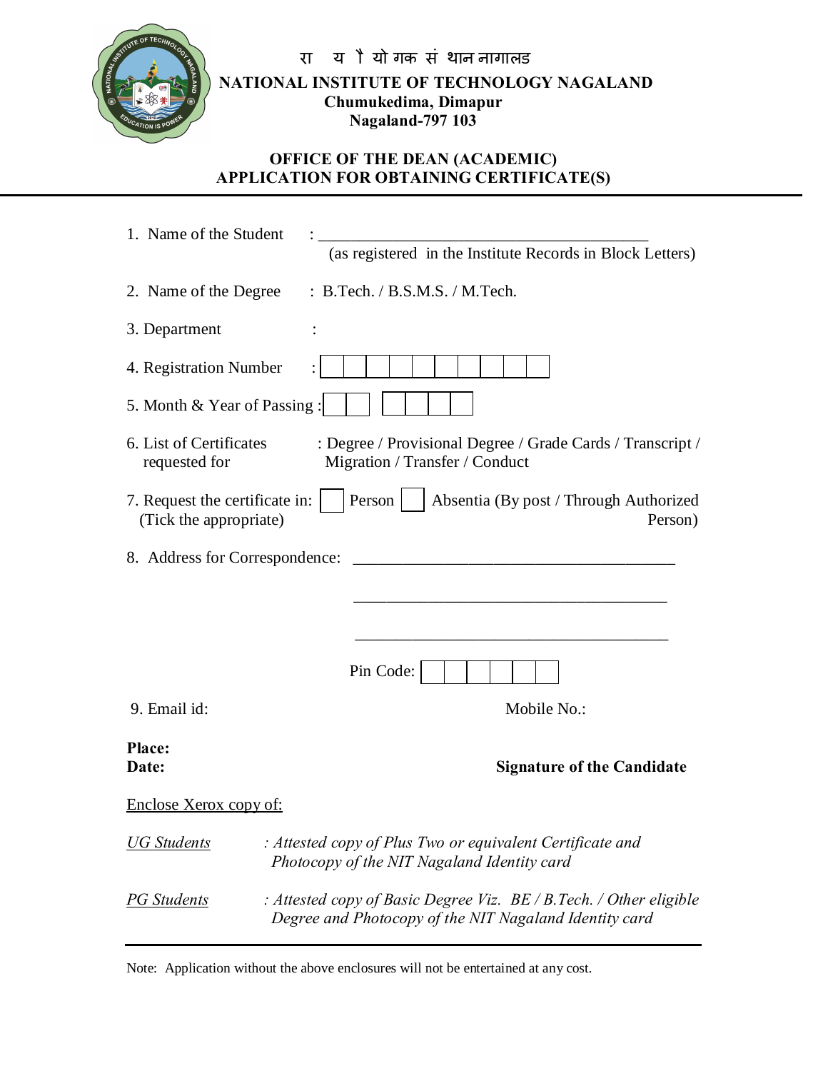रा य ौ यो गक सं थान नागालड

**NATIONAL INSTITUTE OF TECHNOLOGY NAGALAND**
**Chumukedima, Dimapur**
**Nagaland-797 103**

**OFFICE OF THE DEAN (ACADEMIC)**
**APPLICATION FOR OBTAINING CERTIFICATE(S)**

1. Name of the Student : ________________________________________
   (as registered in the Institute Records in Block Letters)

2. Name of the Degree : B.Tech. / B.S.M.S. / M.Tech.

3. Department :

4. Registration Number : ☐☐☐☐☐☐☐☐☐☐

5. Month & Year of Passing : ☐☐ ☐☐☐☐

6. List of Certificates requested for : Degree / Provisional Degree / Grade Cards / Transcript / Migration / Transfer / Conduct

7. Request the certificate in: (Tick the appropriate) ☐ Person ☐ Absentia (By post / Through Authorized Person)

8. Address for Correspondence: ________________________________________

   ________________________________________

   ________________________________________

   Pin Code: ☐☐☐☐☐☐

9. Email id: Mobile No.:

**Place:**
**Date:** **Signature of the Candidate**

Enclose Xerox copy of:

*UG Students* : *Attested copy of Plus Two or equivalent Certificate and Photocopy of the NIT Nagaland Identity card*

*PG Students* : *Attested copy of Basic Degree Viz. BE / B.Tech. / Other eligible Degree and Photocopy of the NIT Nagaland Identity card*

---

Note: Application without the above enclosures will not be entertained at any cost.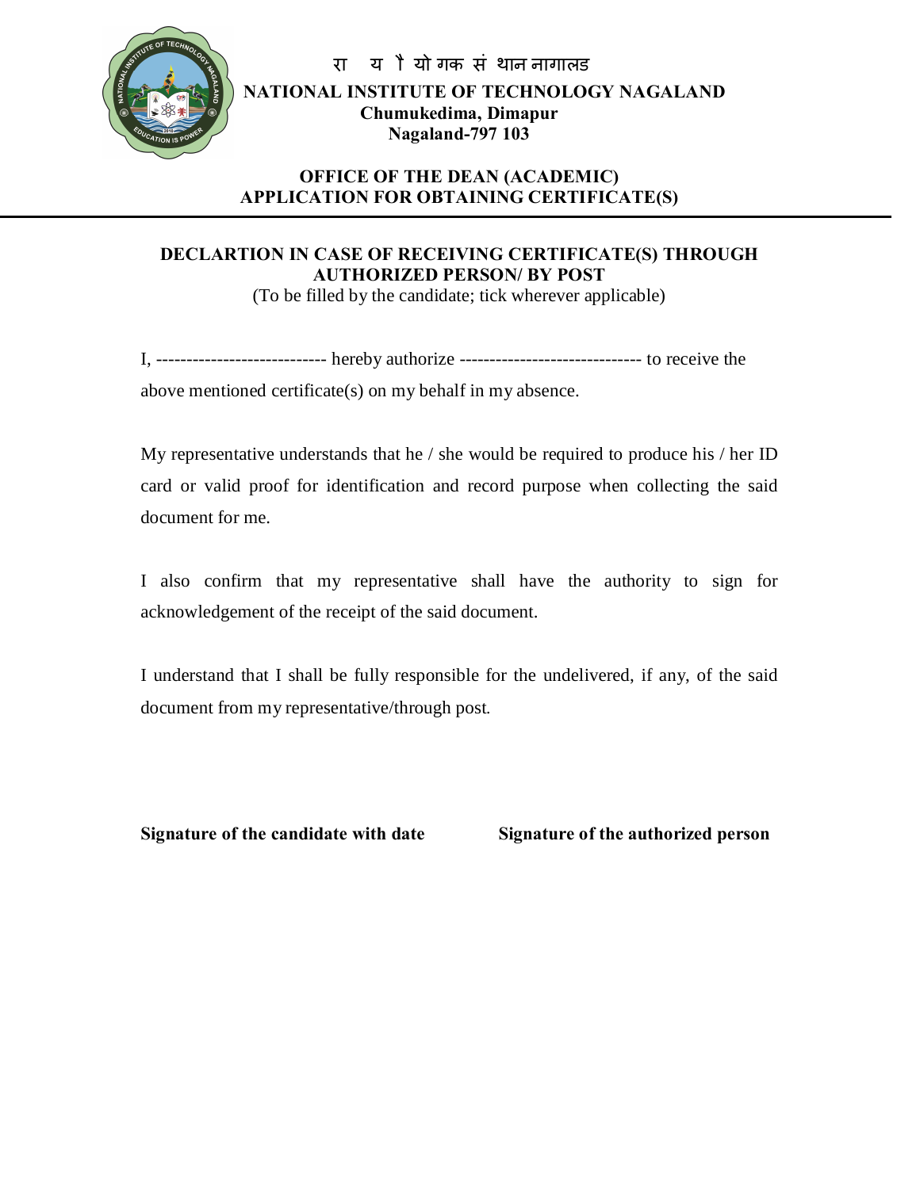रा य ौ यो गक सं थान नागालड

**NATIONAL INSTITUTE OF TECHNOLOGY NAGALAND**
**Chumukedima, Dimapur**
**Nagaland-797 103**

**OFFICE OF THE DEAN (ACADEMIC)**
**APPLICATION FOR OBTAINING CERTIFICATE(S)**

---

**DECLARTION IN CASE OF RECEIVING CERTIFICATE(S) THROUGH AUTHORIZED PERSON/ BY POST**

(To be filled by the candidate; tick wherever applicable)

I, --------------------------- hereby authorize ----------------------------- to receive the above mentioned certificate(s) on my behalf in my absence.

My representative understands that he / she would be required to produce his / her ID card or valid proof for identification and record purpose when collecting the said document for me.

I also confirm that my representative shall have the authority to sign for acknowledgement of the receipt of the said document.

I understand that I shall be fully responsible for the undelivered, if any, of the said document from my representative/through post.

**Signature of the candidate with date** **Signature of the authorized person**